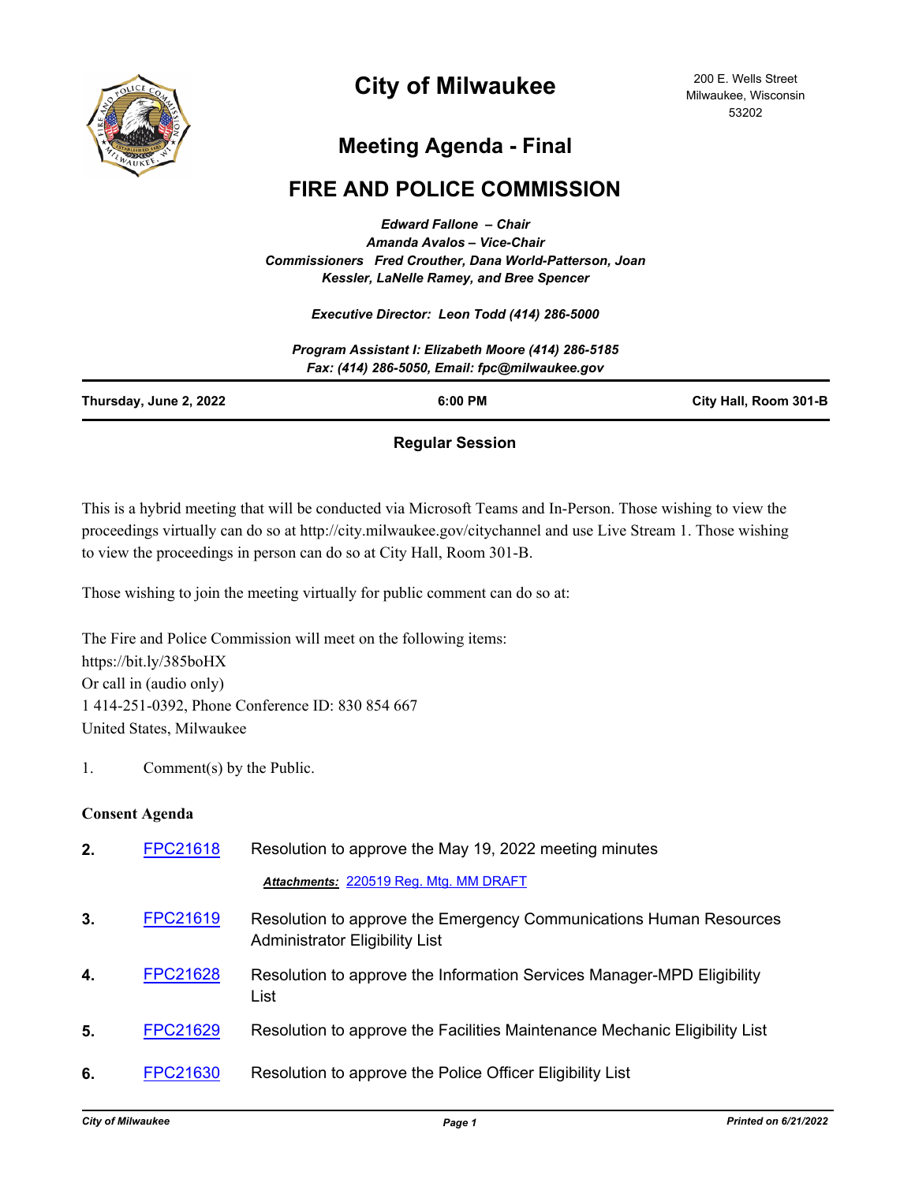# City of Milwaukee

200 E. Wells Street
Milwaukee, Wisconsin
53202

## Meeting Agenda - Final

## FIRE AND POLICE COMMISSION

*Edward Fallone – Chair*
*Amanda Avalos – Vice-Chair*
*Commissioners Fred Crouther, Dana World-Patterson, Joan Kessler, LaNelle Ramey, and Bree Spencer*

*Executive Director: Leon Todd (414) 286-5000*

*Program Assistant I: Elizabeth Moore (414) 286-5185*
*Fax: (414) 286-5050, Email: fpc@milwaukee.gov*

**Thursday, June 2, 2022** | **6:00 PM** | **City Hall, Room 301-B**

**Regular Session**

This is a hybrid meeting that will be conducted via Microsoft Teams and In-Person. Those wishing to view the proceedings virtually can do so at http://city.milwaukee.gov/citychannel and use Live Stream 1. Those wishing to view the proceedings in person can do so at City Hall, Room 301-B.

Those wishing to join the meeting virtually for public comment can do so at:

The Fire and Police Commission will meet on the following items:
https://bit.ly/385boHX
Or call in (audio only)
1 414-251-0392, Phone Conference ID: 830 854 667
United States, Milwaukee

1. Comment(s) by the Public.

**Consent Agenda**

**2.** FPC21618 Resolution to approve the May 19, 2022 meeting minutes

***Attachments:*** 220519 Reg. Mtg. MM DRAFT

**3.** FPC21619 Resolution to approve the Emergency Communications Human Resources Administrator Eligibility List

**4.** FPC21628 Resolution to approve the Information Services Manager-MPD Eligibility List

**5.** FPC21629 Resolution to approve the Facilities Maintenance Mechanic Eligibility List

**6.** FPC21630 Resolution to approve the Police Officer Eligibility List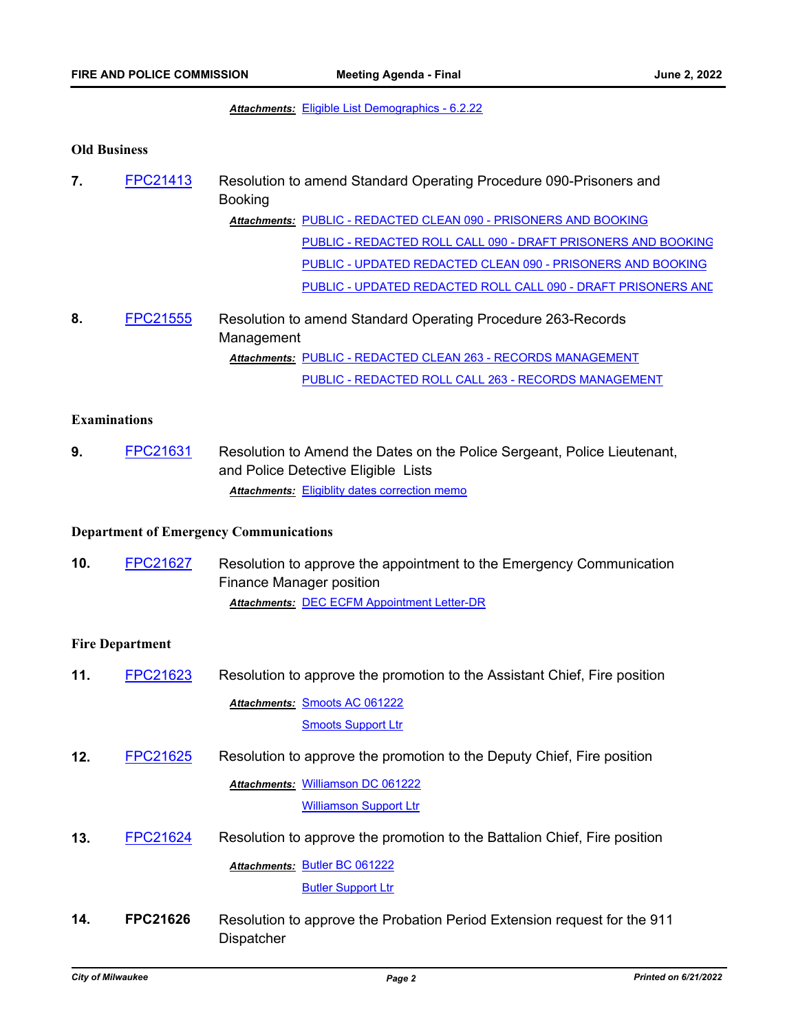***Attachments:*** Eligible List Demographics - 6.2.22

### Old Business

**7.** FPC21413 Resolution to amend Standard Operating Procedure 090-Prisoners and Booking

***Attachments:*** PUBLIC - REDACTED CLEAN 090 - PRISONERS AND BOOKING
PUBLIC - REDACTED ROLL CALL 090 - DRAFT PRISONERS AND BOOKING
PUBLIC - UPDATED REDACTED CLEAN 090 - PRISONERS AND BOOKING
PUBLIC - UPDATED REDACTED ROLL CALL 090 - DRAFT PRISONERS AND

**8.** FPC21555 Resolution to amend Standard Operating Procedure 263-Records Management

***Attachments:*** PUBLIC - REDACTED CLEAN 263 - RECORDS MANAGEMENT
PUBLIC - REDACTED ROLL CALL 263 - RECORDS MANAGEMENT

### Examinations

**9.** FPC21631 Resolution to Amend the Dates on the Police Sergeant, Police Lieutenant, and Police Detective Eligible Lists

***Attachments:*** Eligiblity dates correction memo

### Department of Emergency Communications

**10.** FPC21627 Resolution to approve the appointment to the Emergency Communication Finance Manager position

***Attachments:*** DEC ECFM Appointment Letter-DR

### Fire Department

**11.** FPC21623 Resolution to approve the promotion to the Assistant Chief, Fire position

***Attachments:*** Smoots AC 061222
Smoots Support Ltr

**12.** FPC21625 Resolution to approve the promotion to the Deputy Chief, Fire position

***Attachments:*** Williamson DC 061222
Williamson Support Ltr

**13.** FPC21624 Resolution to approve the promotion to the Battalion Chief, Fire position

***Attachments:*** Butler BC 061222
Butler Support Ltr

**14.** **FPC21626** Resolution to approve the Probation Period Extension request for the 911 Dispatcher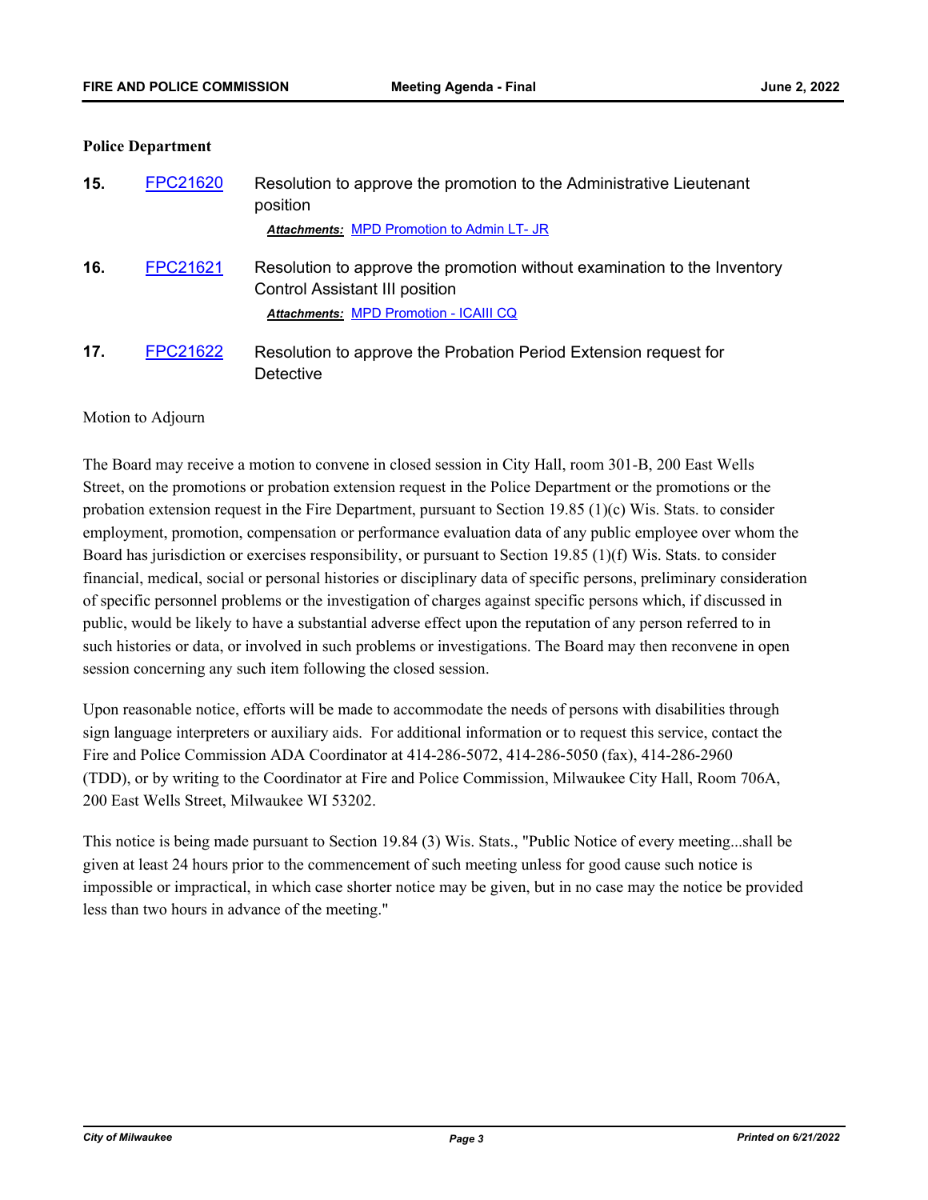**Police Department**

**15.** FPC21620 Resolution to approve the promotion to the Administrative Lieutenant position

***Attachments:*** MPD Promotion to Admin LT- JR

**16.** FPC21621 Resolution to approve the promotion without examination to the Inventory Control Assistant III position

***Attachments:*** MPD Promotion - ICAIII CQ

**17.** FPC21622 Resolution to approve the Probation Period Extension request for Detective

Motion to Adjourn

The Board may receive a motion to convene in closed session in City Hall, room 301-B, 200 East Wells Street, on the promotions or probation extension request in the Police Department or the promotions or the probation extension request in the Fire Department, pursuant to Section 19.85 (1)(c) Wis. Stats. to consider employment, promotion, compensation or performance evaluation data of any public employee over whom the Board has jurisdiction or exercises responsibility, or pursuant to Section 19.85 (1)(f) Wis. Stats. to consider financial, medical, social or personal histories or disciplinary data of specific persons, preliminary consideration of specific personnel problems or the investigation of charges against specific persons which, if discussed in public, would be likely to have a substantial adverse effect upon the reputation of any person referred to in such histories or data, or involved in such problems or investigations. The Board may then reconvene in open session concerning any such item following the closed session.

Upon reasonable notice, efforts will be made to accommodate the needs of persons with disabilities through sign language interpreters or auxiliary aids. For additional information or to request this service, contact the Fire and Police Commission ADA Coordinator at 414-286-5072, 414-286-5050 (fax), 414-286-2960 (TDD), or by writing to the Coordinator at Fire and Police Commission, Milwaukee City Hall, Room 706A, 200 East Wells Street, Milwaukee WI 53202.

This notice is being made pursuant to Section 19.84 (3) Wis. Stats., "Public Notice of every meeting...shall be given at least 24 hours prior to the commencement of such meeting unless for good cause such notice is impossible or impractical, in which case shorter notice may be given, but in no case may the notice be provided less than two hours in advance of the meeting."